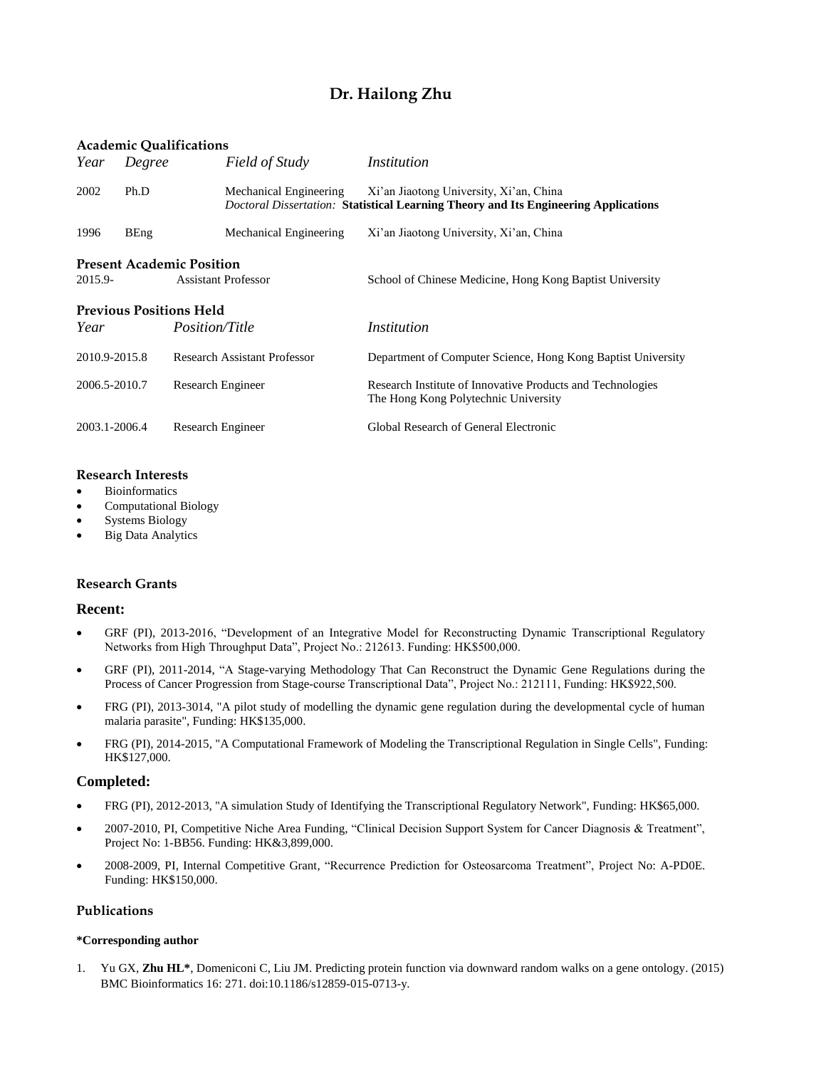# Dr. Hailong Zhu

### Academic Qualifications

| *Year* | *Degree* | *Field of Study* | *Institution* |
|---|---|---|---|
| 2002 | Ph.D | Mechanical Engineering | Xi'an Jiaotong University, Xi'an, China<br>*Doctoral Dissertation:* **Statistical Learning Theory and Its Engineering Applications** |
| 1996 | BEng | Mechanical Engineering | Xi'an Jiaotong University, Xi'an, China |

### Present Academic Position

| | | |
|---|---|---|
| 2015.9- | Assistant Professor | School of Chinese Medicine, Hong Kong Baptist University |

### Previous Positions Held

| *Year* | *Position/Title* | *Institution* |
|---|---|---|
| 2010.9-2015.8 | Research Assistant Professor | Department of Computer Science, Hong Kong Baptist University |
| 2006.5-2010.7 | Research Engineer | Research Institute of Innovative Products and Technologies<br>The Hong Kong Polytechnic University |
| 2003.1-2006.4 | Research Engineer | Global Research of General Electronic |

### Research Interests

- Bioinformatics
- Computational Biology
- Systems Biology
- Big Data Analytics

### Research Grants

## Recent:

- GRF (PI), 2013-2016, "Development of an Integrative Model for Reconstructing Dynamic Transcriptional Regulatory Networks from High Throughput Data", Project No.: 212613. Funding: HK$500,000.
- GRF (PI), 2011-2014, "A Stage-varying Methodology That Can Reconstruct the Dynamic Gene Regulations during the Process of Cancer Progression from Stage-course Transcriptional Data", Project No.: 212111, Funding: HK$922,500.
- FRG (PI), 2013-3014, "A pilot study of modelling the dynamic gene regulation during the developmental cycle of human malaria parasite", Funding: HK$135,000.
- FRG (PI), 2014-2015, "A Computational Framework of Modeling the Transcriptional Regulation in Single Cells", Funding: HK$127,000.

## Completed:

- FRG (PI), 2012-2013, "A simulation Study of Identifying the Transcriptional Regulatory Network", Funding: HK$65,000.
- 2007-2010, PI, Competitive Niche Area Funding, "Clinical Decision Support System for Cancer Diagnosis & Treatment", Project No: 1-BB56. Funding: HK&3,899,000.
- 2008-2009, PI, Internal Competitive Grant, "Recurrence Prediction for Osteosarcoma Treatment", Project No: A-PD0E. Funding: HK$150,000.

### Publications

**\*Corresponding author**

1. Yu GX, **Zhu HL\***, Domeniconi C, Liu JM. Predicting protein function via downward random walks on a gene ontology. (2015) BMC Bioinformatics 16: 271. doi:10.1186/s12859-015-0713-y.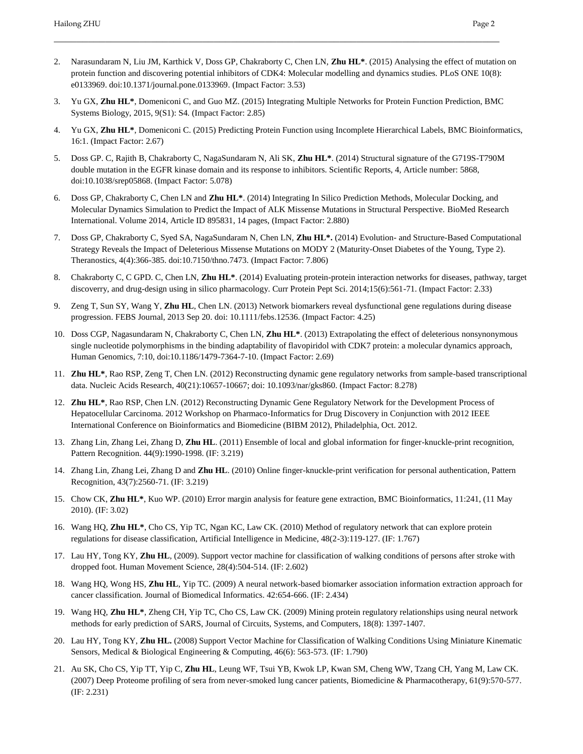2. Narasundaram N, Liu JM, Karthick V, Doss GP, Chakraborty C, Chen LN, **Zhu HL***. (2015) Analysing the effect of mutation on protein function and discovering potential inhibitors of CDK4: Molecular modelling and dynamics studies. PLoS ONE 10(8): e0133969. doi:10.1371/journal.pone.0133969. (Impact Factor: 3.53)

3. Yu GX, **Zhu HL***, Domeniconi C, and Guo MZ. (2015) Integrating Multiple Networks for Protein Function Prediction, BMC Systems Biology, 2015, 9(S1): S4. (Impact Factor: 2.85)

4. Yu GX, **Zhu HL***, Domeniconi C. (2015) Predicting Protein Function using Incomplete Hierarchical Labels, BMC Bioinformatics, 16:1. (Impact Factor: 2.67)

5. Doss GP. C, Rajith B, Chakraborty C, NagaSundaram N, Ali SK, **Zhu HL***. (2014) Structural signature of the G719S-T790M double mutation in the EGFR kinase domain and its response to inhibitors. Scientific Reports, 4, Article number: 5868, doi:10.1038/srep05868. (Impact Factor: 5.078)

6. Doss GP, Chakraborty C, Chen LN and **Zhu HL***. (2014) Integrating In Silico Prediction Methods, Molecular Docking, and Molecular Dynamics Simulation to Predict the Impact of ALK Missense Mutations in Structural Perspective. BioMed Research International. Volume 2014, Article ID 895831, 14 pages, (Impact Factor: 2.880)

7. Doss GP, Chakraborty C, Syed SA, NagaSundaram N, Chen LN, **Zhu HL*.** (2014) Evolution- and Structure-Based Computational Strategy Reveals the Impact of Deleterious Missense Mutations on MODY 2 (Maturity-Onset Diabetes of the Young, Type 2). Theranostics, 4(4):366-385. doi:10.7150/thno.7473. (Impact Factor: 7.806)

8. Chakraborty C, C GPD. C, Chen LN, **Zhu HL***. (2014) Evaluating protein-protein interaction networks for diseases, pathway, target discoverry, and drug-design using in silico pharmacology. Curr Protein Pept Sci. 2014;15(6):561-71. (Impact Factor: 2.33)

9. Zeng T, Sun SY, Wang Y, **Zhu HL**, Chen LN. (2013) Network biomarkers reveal dysfunctional gene regulations during disease progression. FEBS Journal, 2013 Sep 20. doi: 10.1111/febs.12536. (Impact Factor: 4.25)

10. Doss CGP, Nagasundaram N, Chakraborty C, Chen LN, **Zhu HL***. (2013) Extrapolating the effect of deleterious nonsynonymous single nucleotide polymorphisms in the binding adaptability of flavopiridol with CDK7 protein: a molecular dynamics approach, Human Genomics, 7:10, doi:10.1186/1479-7364-7-10. (Impact Factor: 2.69)

11. **Zhu HL***, Rao RSP, Zeng T, Chen LN. (2012) Reconstructing dynamic gene regulatory networks from sample-based transcriptional data. Nucleic Acids Research, 40(21):10657-10667; doi: 10.1093/nar/gks860. (Impact Factor: 8.278)

12. **Zhu HL***, Rao RSP, Chen LN. (2012) Reconstructing Dynamic Gene Regulatory Network for the Development Process of Hepatocellular Carcinoma. 2012 Workshop on Pharmaco-Informatics for Drug Discovery in Conjunction with 2012 IEEE International Conference on Bioinformatics and Biomedicine (BIBM 2012), Philadelphia, Oct. 2012.

13. Zhang Lin, Zhang Lei, Zhang D, **Zhu HL**. (2011) Ensemble of local and global information for finger-knuckle-print recognition, Pattern Recognition. 44(9):1990-1998. (IF: 3.219)

14. Zhang Lin, Zhang Lei, Zhang D and **Zhu HL**. (2010) Online finger-knuckle-print verification for personal authentication, Pattern Recognition, 43(7):2560-71. (IF: 3.219)

15. Chow CK, **Zhu HL***, Kuo WP. (2010) Error margin analysis for feature gene extraction, BMC Bioinformatics, 11:241, (11 May 2010). (IF: 3.02)

16. Wang HQ, **Zhu HL***, Cho CS, Yip TC, Ngan KC, Law CK. (2010) Method of regulatory network that can explore protein regulations for disease classification, Artificial Intelligence in Medicine, 48(2-3):119-127. (IF: 1.767)

17. Lau HY, Tong KY, **Zhu HL**, (2009). Support vector machine for classification of walking conditions of persons after stroke with dropped foot. Human Movement Science, 28(4):504-514. (IF: 2.602)

18. Wang HQ, Wong HS, **Zhu HL**, Yip TC. (2009) A neural network-based biomarker association information extraction approach for cancer classification. Journal of Biomedical Informatics. 42:654-666. (IF: 2.434)

19. Wang HQ, **Zhu HL***, Zheng CH, Yip TC, Cho CS, Law CK. (2009) Mining protein regulatory relationships using neural network methods for early prediction of SARS, Journal of Circuits, Systems, and Computers, 18(8): 1397-1407.

20. Lau HY, Tong KY, **Zhu HL.** (2008) Support Vector Machine for Classification of Walking Conditions Using Miniature Kinematic Sensors, Medical & Biological Engineering & Computing, 46(6): 563-573. (IF: 1.790)

21. Au SK, Cho CS, Yip TT, Yip C, **Zhu HL**, Leung WF, Tsui YB, Kwok LP, Kwan SM, Cheng WW, Tzang CH, Yang M, Law CK. (2007) Deep Proteome profiling of sera from never-smoked lung cancer patients, Biomedicine & Pharmacotherapy, 61(9):570-577. (IF: 2.231)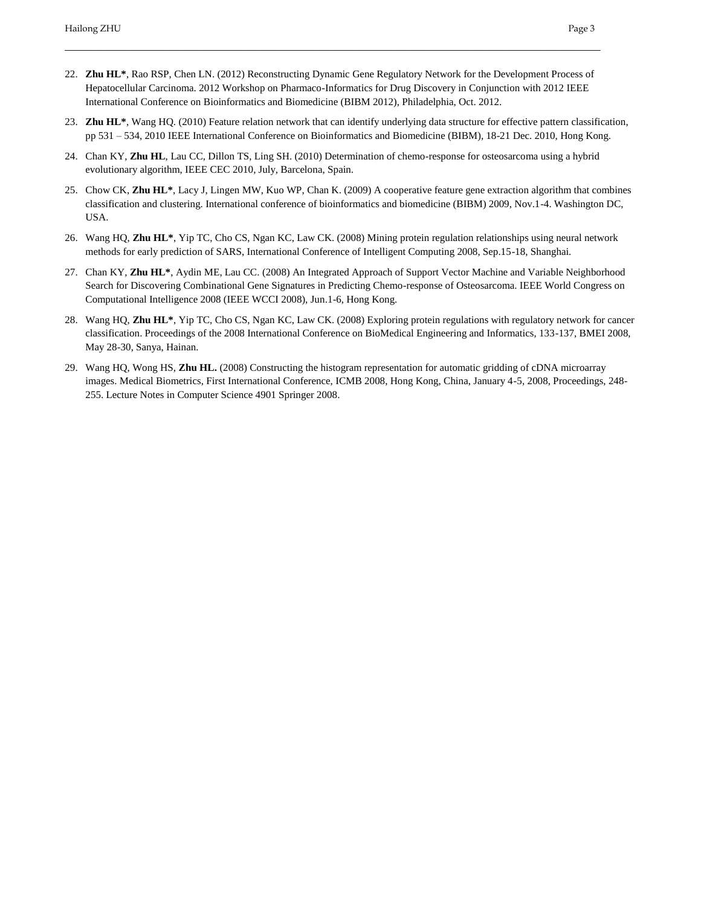22. **Zhu HL***, Rao RSP, Chen LN. (2012) Reconstructing Dynamic Gene Regulatory Network for the Development Process of Hepatocellular Carcinoma. 2012 Workshop on Pharmaco-Informatics for Drug Discovery in Conjunction with 2012 IEEE International Conference on Bioinformatics and Biomedicine (BIBM 2012), Philadelphia, Oct. 2012.

23. **Zhu HL***, Wang HQ. (2010) Feature relation network that can identify underlying data structure for effective pattern classification, pp 531 – 534, 2010 IEEE International Conference on Bioinformatics and Biomedicine (BIBM), 18-21 Dec. 2010, Hong Kong.

24. Chan KY, **Zhu HL**, Lau CC, Dillon TS, Ling SH. (2010) Determination of chemo-response for osteosarcoma using a hybrid evolutionary algorithm, IEEE CEC 2010, July, Barcelona, Spain.

25. Chow CK, **Zhu HL***, Lacy J, Lingen MW, Kuo WP, Chan K. (2009) A cooperative feature gene extraction algorithm that combines classification and clustering. International conference of bioinformatics and biomedicine (BIBM) 2009, Nov.1-4. Washington DC, USA.

26. Wang HQ, **Zhu HL***, Yip TC, Cho CS, Ngan KC, Law CK. (2008) Mining protein regulation relationships using neural network methods for early prediction of SARS, International Conference of Intelligent Computing 2008, Sep.15-18, Shanghai.

27. Chan KY, **Zhu HL***, Aydin ME, Lau CC. (2008) An Integrated Approach of Support Vector Machine and Variable Neighborhood Search for Discovering Combinational Gene Signatures in Predicting Chemo-response of Osteosarcoma. IEEE World Congress on Computational Intelligence 2008 (IEEE WCCI 2008), Jun.1-6, Hong Kong.

28. Wang HQ, **Zhu HL***, Yip TC, Cho CS, Ngan KC, Law CK. (2008) Exploring protein regulations with regulatory network for cancer classification. Proceedings of the 2008 International Conference on BioMedical Engineering and Informatics, 133-137, BMEI 2008, May 28-30, Sanya, Hainan.

29. Wang HQ, Wong HS, **Zhu HL.** (2008) Constructing the histogram representation for automatic gridding of cDNA microarray images. Medical Biometrics, First International Conference, ICMB 2008, Hong Kong, China, January 4-5, 2008, Proceedings, 248-255. Lecture Notes in Computer Science 4901 Springer 2008.